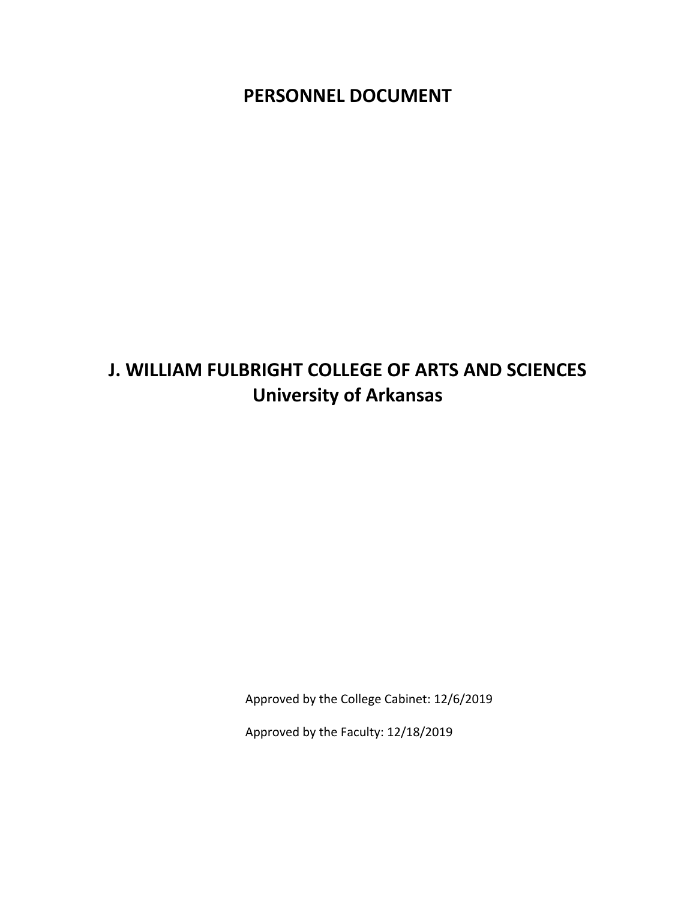# PERSONNEL DOCUMENT

# J. WILLIAM FULBRIGHT COLLEGE OF ARTS AND SCIENCES
## University of Arkansas

Approved by the College Cabinet: 12/6/2019

Approved by the Faculty: 12/18/2019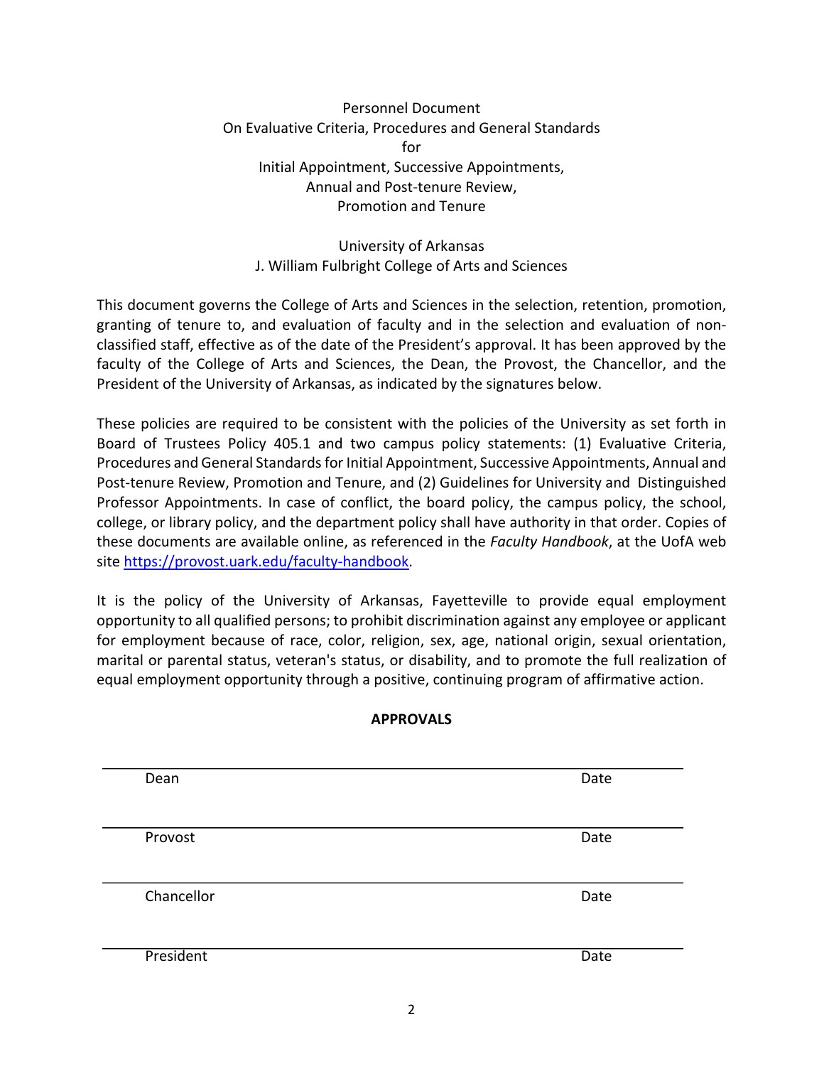Personnel Document
On Evaluative Criteria, Procedures and General Standards
for
Initial Appointment, Successive Appointments,
Annual and Post-tenure Review,
Promotion and Tenure

University of Arkansas
J. William Fulbright College of Arts and Sciences

This document governs the College of Arts and Sciences in the selection, retention, promotion, granting of tenure to, and evaluation of faculty and in the selection and evaluation of non-classified staff, effective as of the date of the President's approval. It has been approved by the faculty of the College of Arts and Sciences, the Dean, the Provost, the Chancellor, and the President of the University of Arkansas, as indicated by the signatures below.

These policies are required to be consistent with the policies of the University as set forth in Board of Trustees Policy 405.1 and two campus policy statements: (1) Evaluative Criteria, Procedures and General Standards for Initial Appointment, Successive Appointments, Annual and Post-tenure Review, Promotion and Tenure, and (2) Guidelines for University and Distinguished Professor Appointments. In case of conflict, the board policy, the campus policy, the school, college, or library policy, and the department policy shall have authority in that order. Copies of these documents are available online, as referenced in the *Faculty Handbook*, at the UofA web site [https://provost.uark.edu/faculty-handbook](https://provost.uark.edu/faculty-handbook).

It is the policy of the University of Arkansas, Fayetteville to provide equal employment opportunity to all qualified persons; to prohibit discrimination against any employee or applicant for employment because of race, color, religion, sex, age, national origin, sexual orientation, marital or parental status, veteran's status, or disability, and to promote the full realization of equal employment opportunity through a positive, continuing program of affirmative action.

**APPROVALS**

\_\_\_\_\_\_\_\_\_\_\_\_\_\_\_\_\_\_\_\_\_\_\_\_\_\_\_\_\_\_\_\_\_\_\_\_\_\_\_\_\_\_\_\_\_\_\_\_\_\_\_\_\_\_\_\_\_\_\_\_\_\_\_\_\_\_\_\_\_\_\_
Dean Date

\_\_\_\_\_\_\_\_\_\_\_\_\_\_\_\_\_\_\_\_\_\_\_\_\_\_\_\_\_\_\_\_\_\_\_\_\_\_\_\_\_\_\_\_\_\_\_\_\_\_\_\_\_\_\_\_\_\_\_\_\_\_\_\_\_\_\_\_\_\_\_
Provost Date

\_\_\_\_\_\_\_\_\_\_\_\_\_\_\_\_\_\_\_\_\_\_\_\_\_\_\_\_\_\_\_\_\_\_\_\_\_\_\_\_\_\_\_\_\_\_\_\_\_\_\_\_\_\_\_\_\_\_\_\_\_\_\_\_\_\_\_\_\_\_\_
Chancellor Date

\_\_\_\_\_\_\_\_\_\_\_\_\_\_\_\_\_\_\_\_\_\_\_\_\_\_\_\_\_\_\_\_\_\_\_\_\_\_\_\_\_\_\_\_\_\_\_\_\_\_\_\_\_\_\_\_\_\_\_\_\_\_\_\_\_\_\_\_\_\_\_
President Date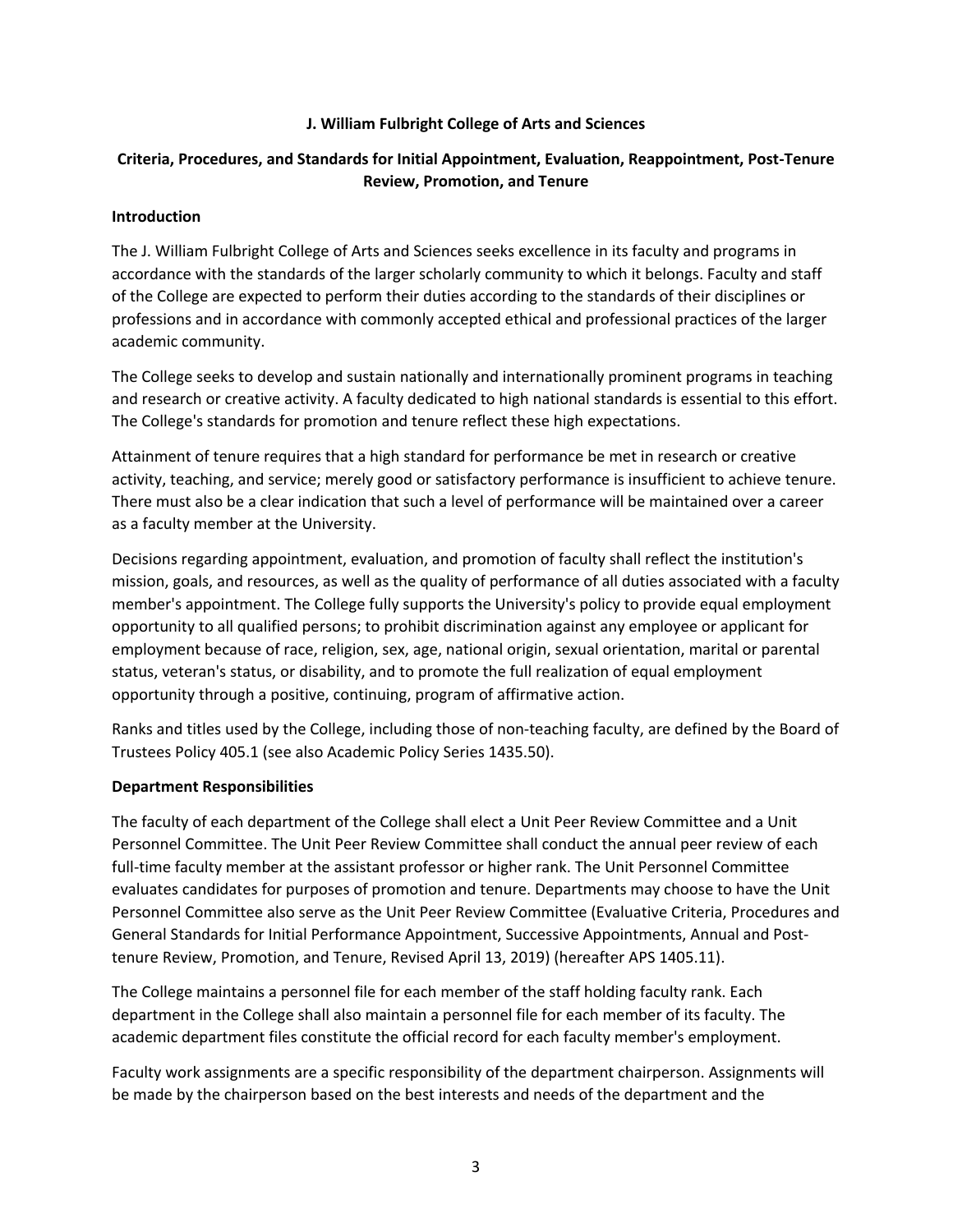**J. William Fulbright College of Arts and Sciences**

**Criteria, Procedures, and Standards for Initial Appointment, Evaluation, Reappointment, Post-Tenure Review, Promotion, and Tenure**

**Introduction**

The J. William Fulbright College of Arts and Sciences seeks excellence in its faculty and programs in accordance with the standards of the larger scholarly community to which it belongs. Faculty and staff of the College are expected to perform their duties according to the standards of their disciplines or professions and in accordance with commonly accepted ethical and professional practices of the larger academic community.

The College seeks to develop and sustain nationally and internationally prominent programs in teaching and research or creative activity. A faculty dedicated to high national standards is essential to this effort. The College's standards for promotion and tenure reflect these high expectations.

Attainment of tenure requires that a high standard for performance be met in research or creative activity, teaching, and service; merely good or satisfactory performance is insufficient to achieve tenure. There must also be a clear indication that such a level of performance will be maintained over a career as a faculty member at the University.

Decisions regarding appointment, evaluation, and promotion of faculty shall reflect the institution's mission, goals, and resources, as well as the quality of performance of all duties associated with a faculty member's appointment. The College fully supports the University's policy to provide equal employment opportunity to all qualified persons; to prohibit discrimination against any employee or applicant for employment because of race, religion, sex, age, national origin, sexual orientation, marital or parental status, veteran's status, or disability, and to promote the full realization of equal employment opportunity through a positive, continuing, program of affirmative action.

Ranks and titles used by the College, including those of non-teaching faculty, are defined by the Board of Trustees Policy 405.1 (see also Academic Policy Series 1435.50).

**Department Responsibilities**

The faculty of each department of the College shall elect a Unit Peer Review Committee and a Unit Personnel Committee. The Unit Peer Review Committee shall conduct the annual peer review of each full-time faculty member at the assistant professor or higher rank. The Unit Personnel Committee evaluates candidates for purposes of promotion and tenure. Departments may choose to have the Unit Personnel Committee also serve as the Unit Peer Review Committee (Evaluative Criteria, Procedures and General Standards for Initial Performance Appointment, Successive Appointments, Annual and Post-tenure Review, Promotion, and Tenure, Revised April 13, 2019) (hereafter APS 1405.11).

The College maintains a personnel file for each member of the staff holding faculty rank. Each department in the College shall also maintain a personnel file for each member of its faculty. The academic department files constitute the official record for each faculty member's employment.

Faculty work assignments are a specific responsibility of the department chairperson. Assignments will be made by the chairperson based on the best interests and needs of the department and the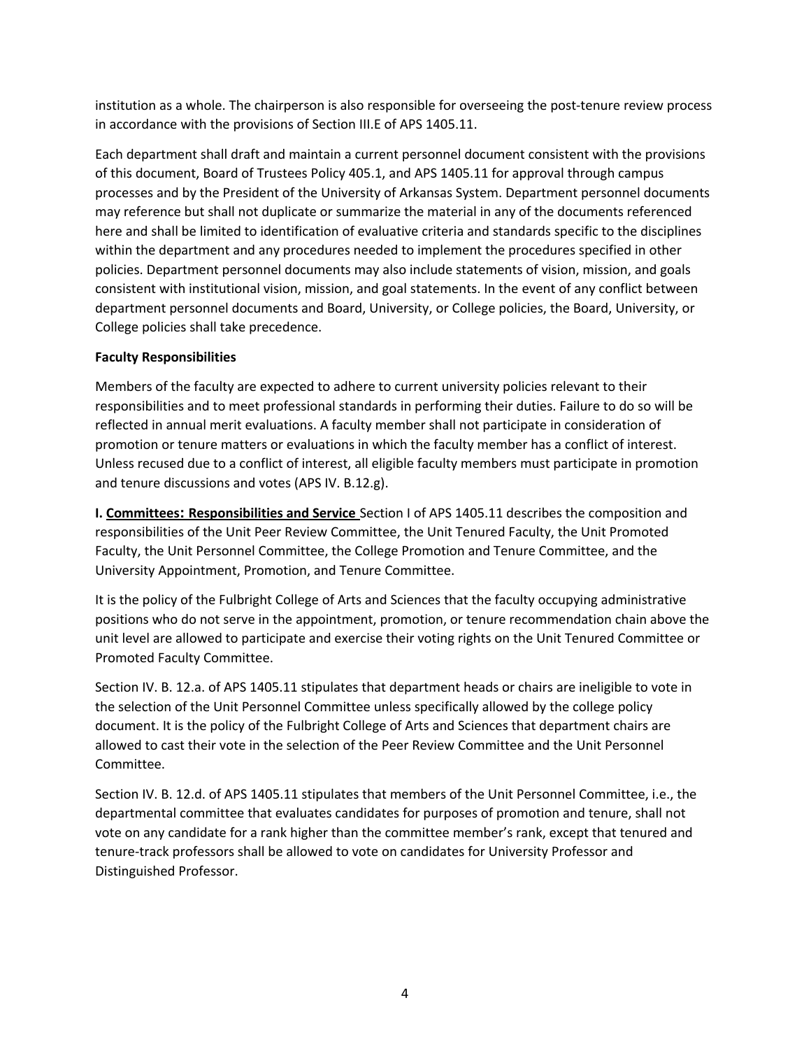institution as a whole. The chairperson is also responsible for overseeing the post-tenure review process in accordance with the provisions of Section III.E of APS 1405.11.

Each department shall draft and maintain a current personnel document consistent with the provisions of this document, Board of Trustees Policy 405.1, and APS 1405.11 for approval through campus processes and by the President of the University of Arkansas System. Department personnel documents may reference but shall not duplicate or summarize the material in any of the documents referenced here and shall be limited to identification of evaluative criteria and standards specific to the disciplines within the department and any procedures needed to implement the procedures specified in other policies. Department personnel documents may also include statements of vision, mission, and goals consistent with institutional vision, mission, and goal statements. In the event of any conflict between department personnel documents and Board, University, or College policies, the Board, University, or College policies shall take precedence.

**Faculty Responsibilities**

Members of the faculty are expected to adhere to current university policies relevant to their responsibilities and to meet professional standards in performing their duties. Failure to do so will be reflected in annual merit evaluations. A faculty member shall not participate in consideration of promotion or tenure matters or evaluations in which the faculty member has a conflict of interest. Unless recused due to a conflict of interest, all eligible faculty members must participate in promotion and tenure discussions and votes (APS IV. B.12.g).

**I. Committees: Responsibilities and Service** Section I of APS 1405.11 describes the composition and responsibilities of the Unit Peer Review Committee, the Unit Tenured Faculty, the Unit Promoted Faculty, the Unit Personnel Committee, the College Promotion and Tenure Committee, and the University Appointment, Promotion, and Tenure Committee.

It is the policy of the Fulbright College of Arts and Sciences that the faculty occupying administrative positions who do not serve in the appointment, promotion, or tenure recommendation chain above the unit level are allowed to participate and exercise their voting rights on the Unit Tenured Committee or Promoted Faculty Committee.

Section IV. B. 12.a. of APS 1405.11 stipulates that department heads or chairs are ineligible to vote in the selection of the Unit Personnel Committee unless specifically allowed by the college policy document. It is the policy of the Fulbright College of Arts and Sciences that department chairs are allowed to cast their vote in the selection of the Peer Review Committee and the Unit Personnel Committee.

Section IV. B. 12.d. of APS 1405.11 stipulates that members of the Unit Personnel Committee, i.e., the departmental committee that evaluates candidates for purposes of promotion and tenure, shall not vote on any candidate for a rank higher than the committee member's rank, except that tenured and tenure-track professors shall be allowed to vote on candidates for University Professor and Distinguished Professor.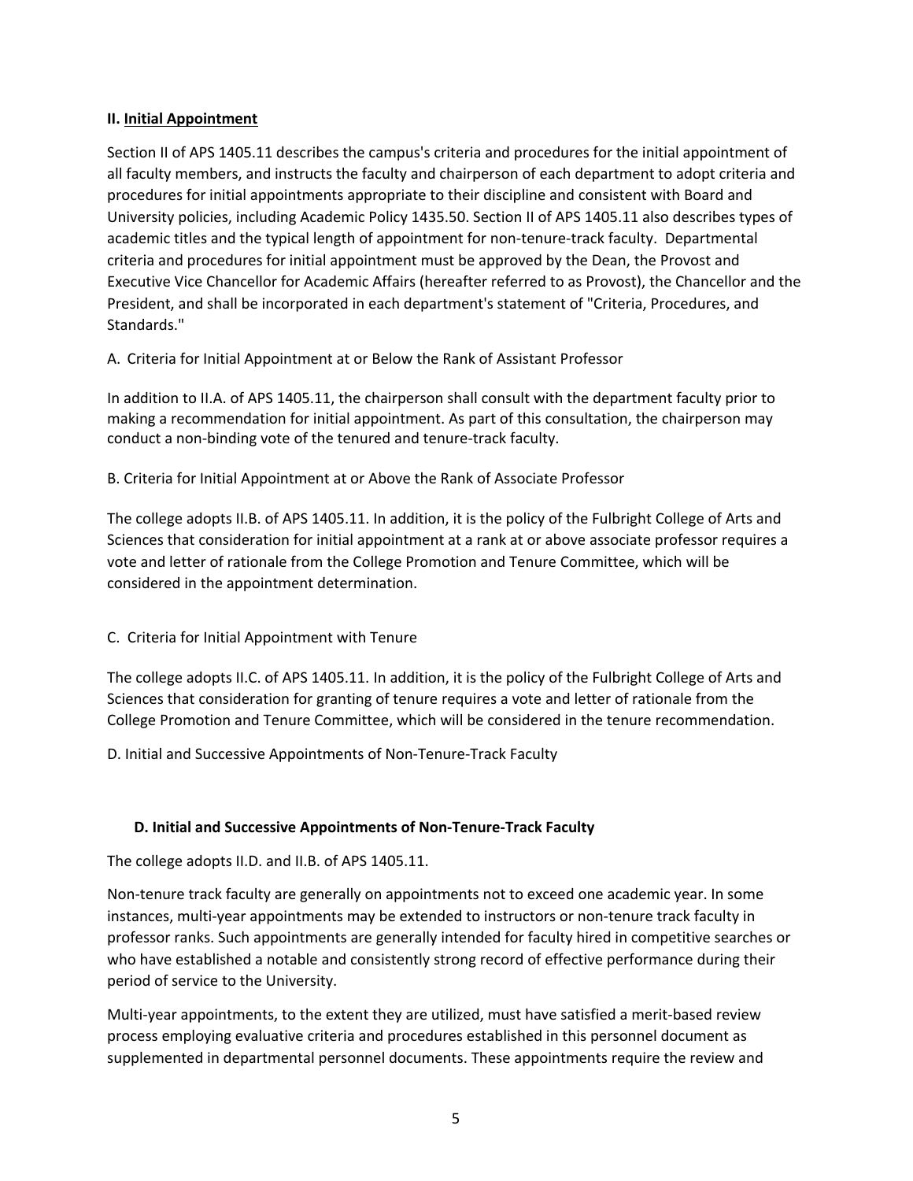## II. Initial Appointment

Section II of APS 1405.11 describes the campus's criteria and procedures for the initial appointment of all faculty members, and instructs the faculty and chairperson of each department to adopt criteria and procedures for initial appointments appropriate to their discipline and consistent with Board and University policies, including Academic Policy 1435.50. Section II of APS 1405.11 also describes types of academic titles and the typical length of appointment for non-tenure-track faculty. Departmental criteria and procedures for initial appointment must be approved by the Dean, the Provost and Executive Vice Chancellor for Academic Affairs (hereafter referred to as Provost), the Chancellor and the President, and shall be incorporated in each department's statement of "Criteria, Procedures, and Standards."

A. Criteria for Initial Appointment at or Below the Rank of Assistant Professor

In addition to II.A. of APS 1405.11, the chairperson shall consult with the department faculty prior to making a recommendation for initial appointment. As part of this consultation, the chairperson may conduct a non-binding vote of the tenured and tenure-track faculty.

B. Criteria for Initial Appointment at or Above the Rank of Associate Professor

The college adopts II.B. of APS 1405.11. In addition, it is the policy of the Fulbright College of Arts and Sciences that consideration for initial appointment at a rank at or above associate professor requires a vote and letter of rationale from the College Promotion and Tenure Committee, which will be considered in the appointment determination.

C. Criteria for Initial Appointment with Tenure

The college adopts II.C. of APS 1405.11. In addition, it is the policy of the Fulbright College of Arts and Sciences that consideration for granting of tenure requires a vote and letter of rationale from the College Promotion and Tenure Committee, which will be considered in the tenure recommendation.

D. Initial and Successive Appointments of Non-Tenure-Track Faculty

### D. Initial and Successive Appointments of Non-Tenure-Track Faculty

The college adopts II.D. and II.B. of APS 1405.11.

Non-tenure track faculty are generally on appointments not to exceed one academic year. In some instances, multi-year appointments may be extended to instructors or non-tenure track faculty in professor ranks. Such appointments are generally intended for faculty hired in competitive searches or who have established a notable and consistently strong record of effective performance during their period of service to the University.

Multi-year appointments, to the extent they are utilized, must have satisfied a merit-based review process employing evaluative criteria and procedures established in this personnel document as supplemented in departmental personnel documents. These appointments require the review and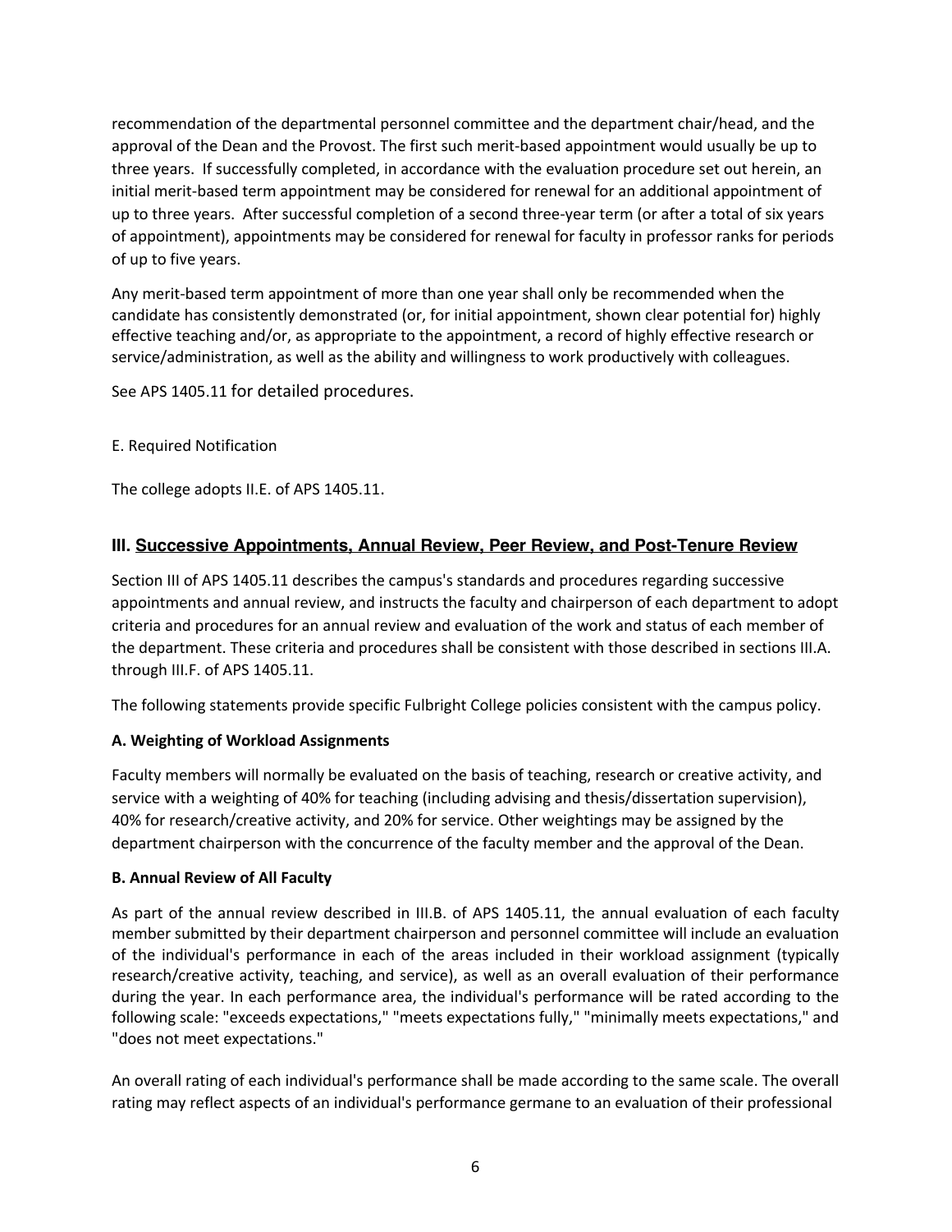recommendation of the departmental personnel committee and the department chair/head, and the approval of the Dean and the Provost. The first such merit-based appointment would usually be up to three years. If successfully completed, in accordance with the evaluation procedure set out herein, an initial merit-based term appointment may be considered for renewal for an additional appointment of up to three years. After successful completion of a second three-year term (or after a total of six years of appointment), appointments may be considered for renewal for faculty in professor ranks for periods of up to five years.

Any merit-based term appointment of more than one year shall only be recommended when the candidate has consistently demonstrated (or, for initial appointment, shown clear potential for) highly effective teaching and/or, as appropriate to the appointment, a record of highly effective research or service/administration, as well as the ability and willingness to work productively with colleagues.

See APS 1405.11 for detailed procedures.

E. Required Notification

The college adopts II.E. of APS 1405.11.

## III. Successive Appointments, Annual Review, Peer Review, and Post-Tenure Review

Section III of APS 1405.11 describes the campus's standards and procedures regarding successive appointments and annual review, and instructs the faculty and chairperson of each department to adopt criteria and procedures for an annual review and evaluation of the work and status of each member of the department. These criteria and procedures shall be consistent with those described in sections III.A. through III.F. of APS 1405.11.

The following statements provide specific Fulbright College policies consistent with the campus policy.

**A. Weighting of Workload Assignments**

Faculty members will normally be evaluated on the basis of teaching, research or creative activity, and service with a weighting of 40% for teaching (including advising and thesis/dissertation supervision), 40% for research/creative activity, and 20% for service. Other weightings may be assigned by the department chairperson with the concurrence of the faculty member and the approval of the Dean.

**B. Annual Review of All Faculty**

As part of the annual review described in III.B. of APS 1405.11, the annual evaluation of each faculty member submitted by their department chairperson and personnel committee will include an evaluation of the individual's performance in each of the areas included in their workload assignment (typically research/creative activity, teaching, and service), as well as an overall evaluation of their performance during the year. In each performance area, the individual's performance will be rated according to the following scale: "exceeds expectations," "meets expectations fully," "minimally meets expectations," and "does not meet expectations."

An overall rating of each individual's performance shall be made according to the same scale. The overall rating may reflect aspects of an individual's performance germane to an evaluation of their professional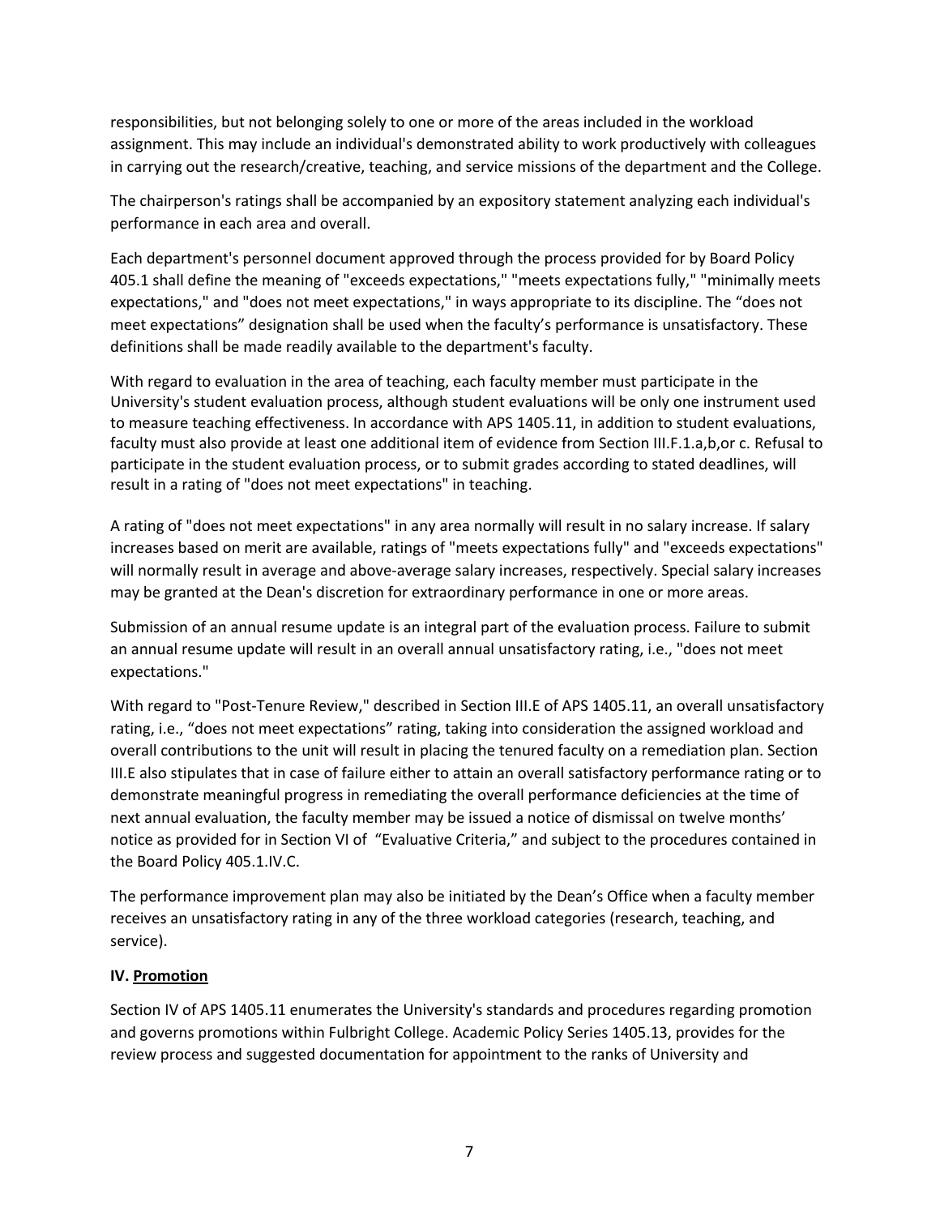responsibilities, but not belonging solely to one or more of the areas included in the workload assignment. This may include an individual's demonstrated ability to work productively with colleagues in carrying out the research/creative, teaching, and service missions of the department and the College.

The chairperson's ratings shall be accompanied by an expository statement analyzing each individual's performance in each area and overall.

Each department's personnel document approved through the process provided for by Board Policy 405.1 shall define the meaning of "exceeds expectations," "meets expectations fully," "minimally meets expectations," and "does not meet expectations," in ways appropriate to its discipline. The "does not meet expectations" designation shall be used when the faculty's performance is unsatisfactory. These definitions shall be made readily available to the department's faculty.

With regard to evaluation in the area of teaching, each faculty member must participate in the University's student evaluation process, although student evaluations will be only one instrument used to measure teaching effectiveness. In accordance with APS 1405.11, in addition to student evaluations, faculty must also provide at least one additional item of evidence from Section III.F.1.a,b,or c. Refusal to participate in the student evaluation process, or to submit grades according to stated deadlines, will result in a rating of "does not meet expectations" in teaching.

A rating of "does not meet expectations" in any area normally will result in no salary increase. If salary increases based on merit are available, ratings of "meets expectations fully" and "exceeds expectations" will normally result in average and above-average salary increases, respectively. Special salary increases may be granted at the Dean's discretion for extraordinary performance in one or more areas.

Submission of an annual resume update is an integral part of the evaluation process. Failure to submit an annual resume update will result in an overall annual unsatisfactory rating, i.e., "does not meet expectations."

With regard to "Post-Tenure Review," described in Section III.E of APS 1405.11, an overall unsatisfactory rating, i.e., "does not meet expectations" rating, taking into consideration the assigned workload and overall contributions to the unit will result in placing the tenured faculty on a remediation plan. Section III.E also stipulates that in case of failure either to attain an overall satisfactory performance rating or to demonstrate meaningful progress in remediating the overall performance deficiencies at the time of next annual evaluation, the faculty member may be issued a notice of dismissal on twelve months' notice as provided for in Section VI of "Evaluative Criteria," and subject to the procedures contained in the Board Policy 405.1.IV.C.

The performance improvement plan may also be initiated by the Dean's Office when a faculty member receives an unsatisfactory rating in any of the three workload categories (research, teaching, and service).

## IV. Promotion

Section IV of APS 1405.11 enumerates the University's standards and procedures regarding promotion and governs promotions within Fulbright College. Academic Policy Series 1405.13, provides for the review process and suggested documentation for appointment to the ranks of University and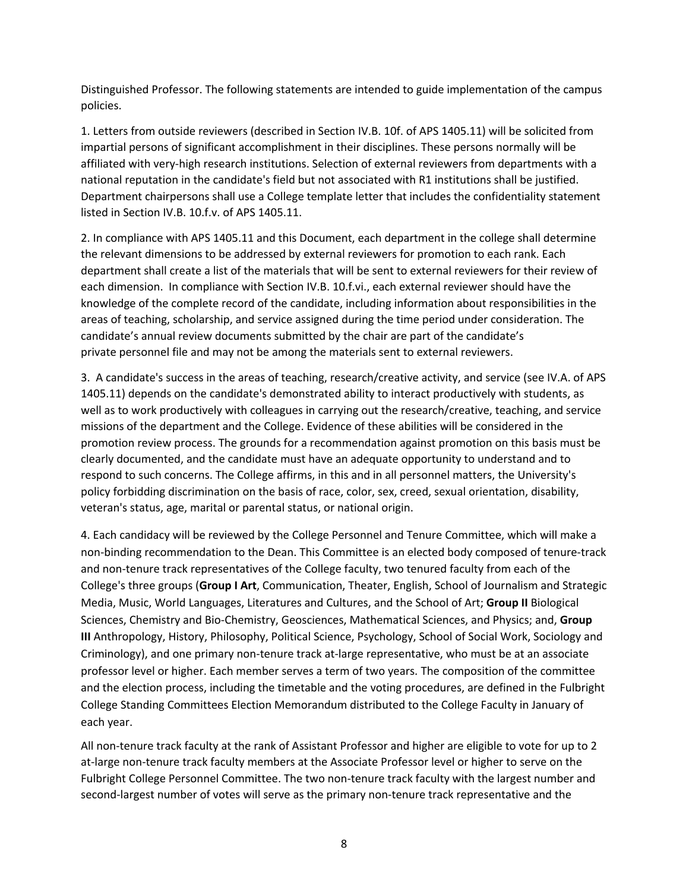Distinguished Professor. The following statements are intended to guide implementation of the campus policies.

1. Letters from outside reviewers (described in Section IV.B. 10f. of APS 1405.11) will be solicited from impartial persons of significant accomplishment in their disciplines. These persons normally will be affiliated with very-high research institutions. Selection of external reviewers from departments with a national reputation in the candidate's field but not associated with R1 institutions shall be justified. Department chairpersons shall use a College template letter that includes the confidentiality statement listed in Section IV.B. 10.f.v. of APS 1405.11.

2. In compliance with APS 1405.11 and this Document, each department in the college shall determine the relevant dimensions to be addressed by external reviewers for promotion to each rank. Each department shall create a list of the materials that will be sent to external reviewers for their review of each dimension. In compliance with Section IV.B. 10.f.vi., each external reviewer should have the knowledge of the complete record of the candidate, including information about responsibilities in the areas of teaching, scholarship, and service assigned during the time period under consideration. The candidate's annual review documents submitted by the chair are part of the candidate's private personnel file and may not be among the materials sent to external reviewers.

3. A candidate's success in the areas of teaching, research/creative activity, and service (see IV.A. of APS 1405.11) depends on the candidate's demonstrated ability to interact productively with students, as well as to work productively with colleagues in carrying out the research/creative, teaching, and service missions of the department and the College. Evidence of these abilities will be considered in the promotion review process. The grounds for a recommendation against promotion on this basis must be clearly documented, and the candidate must have an adequate opportunity to understand and to respond to such concerns. The College affirms, in this and in all personnel matters, the University's policy forbidding discrimination on the basis of race, color, sex, creed, sexual orientation, disability, veteran's status, age, marital or parental status, or national origin.

4. Each candidacy will be reviewed by the College Personnel and Tenure Committee, which will make a non-binding recommendation to the Dean. This Committee is an elected body composed of tenure-track and non-tenure track representatives of the College faculty, two tenured faculty from each of the College's three groups (**Group I Art**, Communication, Theater, English, School of Journalism and Strategic Media, Music, World Languages, Literatures and Cultures, and the School of Art; **Group II** Biological Sciences, Chemistry and Bio-Chemistry, Geosciences, Mathematical Sciences, and Physics; and, **Group III** Anthropology, History, Philosophy, Political Science, Psychology, School of Social Work, Sociology and Criminology), and one primary non-tenure track at-large representative, who must be at an associate professor level or higher. Each member serves a term of two years. The composition of the committee and the election process, including the timetable and the voting procedures, are defined in the Fulbright College Standing Committees Election Memorandum distributed to the College Faculty in January of each year.

All non-tenure track faculty at the rank of Assistant Professor and higher are eligible to vote for up to 2 at-large non-tenure track faculty members at the Associate Professor level or higher to serve on the Fulbright College Personnel Committee. The two non-tenure track faculty with the largest number and second-largest number of votes will serve as the primary non-tenure track representative and the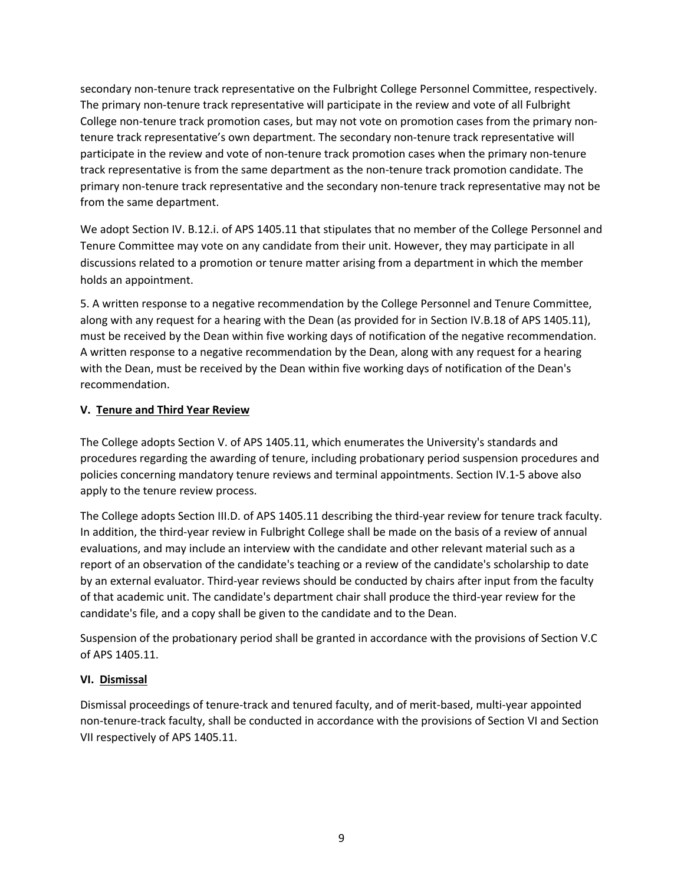secondary non-tenure track representative on the Fulbright College Personnel Committee, respectively. The primary non-tenure track representative will participate in the review and vote of all Fulbright College non-tenure track promotion cases, but may not vote on promotion cases from the primary non-tenure track representative's own department. The secondary non-tenure track representative will participate in the review and vote of non-tenure track promotion cases when the primary non-tenure track representative is from the same department as the non-tenure track promotion candidate. The primary non-tenure track representative and the secondary non-tenure track representative may not be from the same department.

We adopt Section IV. B.12.i. of APS 1405.11 that stipulates that no member of the College Personnel and Tenure Committee may vote on any candidate from their unit. However, they may participate in all discussions related to a promotion or tenure matter arising from a department in which the member holds an appointment.

5. A written response to a negative recommendation by the College Personnel and Tenure Committee, along with any request for a hearing with the Dean (as provided for in Section IV.B.18 of APS 1405.11), must be received by the Dean within five working days of notification of the negative recommendation. A written response to a negative recommendation by the Dean, along with any request for a hearing with the Dean, must be received by the Dean within five working days of notification of the Dean's recommendation.

## V. <u>Tenure and Third Year Review</u>

The College adopts Section V. of APS 1405.11, which enumerates the University's standards and procedures regarding the awarding of tenure, including probationary period suspension procedures and policies concerning mandatory tenure reviews and terminal appointments. Section IV.1-5 above also apply to the tenure review process.

The College adopts Section III.D. of APS 1405.11 describing the third-year review for tenure track faculty. In addition, the third-year review in Fulbright College shall be made on the basis of a review of annual evaluations, and may include an interview with the candidate and other relevant material such as a report of an observation of the candidate's teaching or a review of the candidate's scholarship to date by an external evaluator. Third-year reviews should be conducted by chairs after input from the faculty of that academic unit. The candidate's department chair shall produce the third-year review for the candidate's file, and a copy shall be given to the candidate and to the Dean.

Suspension of the probationary period shall be granted in accordance with the provisions of Section V.C of APS 1405.11.

## VI. <u>Dismissal</u>

Dismissal proceedings of tenure-track and tenured faculty, and of merit-based, multi-year appointed non-tenure-track faculty, shall be conducted in accordance with the provisions of Section VI and Section VII respectively of APS 1405.11.